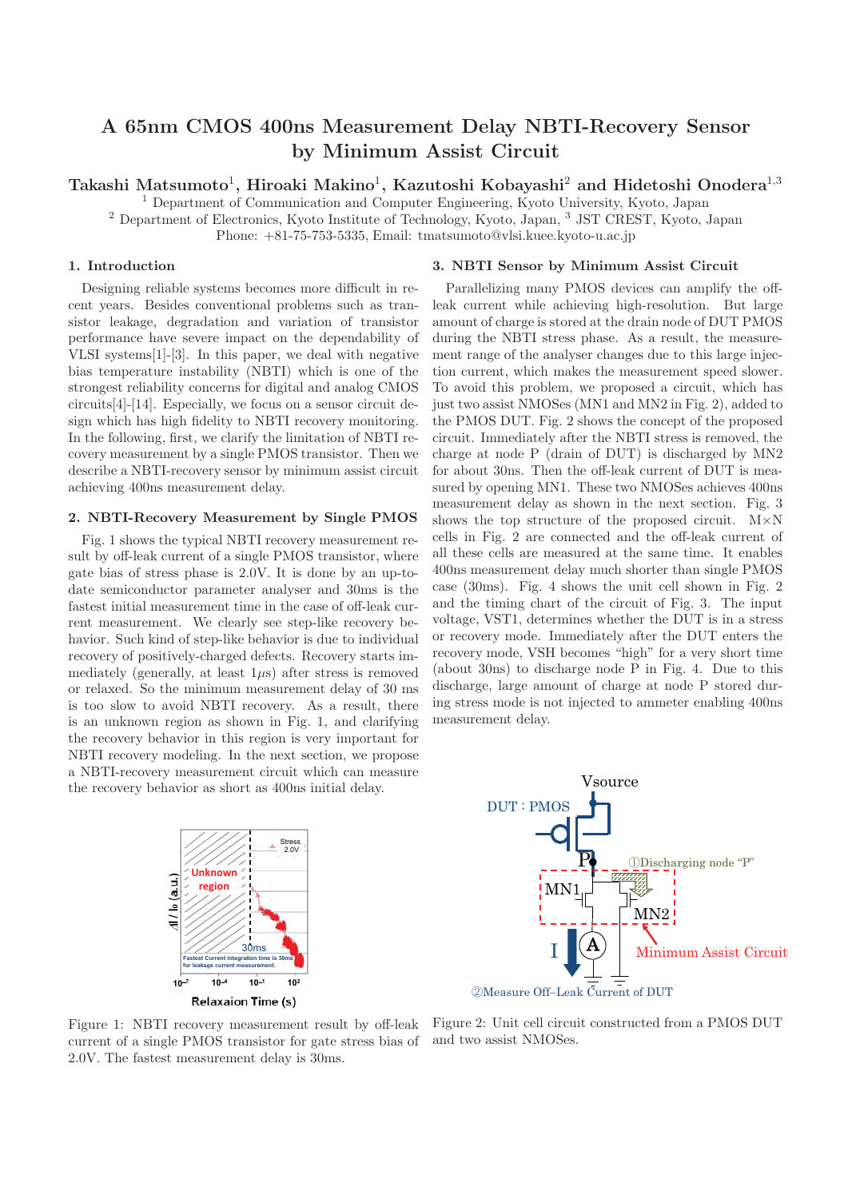# A 65nm CMOS 400ns Measurement Delay NBTI-Recovery Sensor by Minimum Assist Circuit

**Takashi Matsumoto[1], Hiroaki Makino[1], Kazutoshi Kobayashi[2] and Hidetoshi Onodera[1,3]**

[1] Department of Communication and Computer Engineering, Kyoto University, Kyoto, Japan
[2] Department of Electronics, Kyoto Institute of Technology, Kyoto, Japan, [3] JST CREST, Kyoto, Japan
Phone: +81-75-753-5335, Email: tmatsumoto@vlsi.kuee.kyoto-u.ac.jp

## 1. Introduction

Designing reliable systems becomes more difficult in recent years. Besides conventional problems such as transistor leakage, degradation and variation of transistor performance have severe impact on the dependability of VLSI systems[1]-[3]. In this paper, we deal with negative bias temperature instability (NBTI) which is one of the strongest reliability concerns for digital and analog CMOS circuits[4]-[14]. Especially, we focus on a sensor circuit design which has high fidelity to NBTI recovery monitoring. In the following, first, we clarify the limitation of NBTI recovery measurement by a single PMOS transistor. Then we describe a NBTI-recovery sensor by minimum assist circuit achieving 400ns measurement delay.

## 2. NBTI-Recovery Measurement by Single PMOS

Fig. 1 shows the typical NBTI recovery measurement result by off-leak current of a single PMOS transistor, where gate bias of stress phase is 2.0V. It is done by an up-to-date semiconductor parameter analyser and 30ms is the fastest initial measurement time in the case of off-leak current measurement. We clearly see step-like recovery behavior. Such kind of step-like behavior is due to individual recovery of positively-charged defects. Recovery starts immediately (generally, at least 1$\mu$s) after stress is removed or relaxed. So the minimum measurement delay of 30 ms is too slow to avoid NBTI recovery. As a result, there is an unknown region as shown in Fig. 1, and clarifying the recovery behavior in this region is very important for NBTI recovery modeling. In the next section, we propose a NBTI-recovery measurement circuit which can measure the recovery behavior as short as 400ns initial delay.

Figure 1: NBTI recovery measurement result by off-leak current of a single PMOS transistor for gate stress bias of 2.0V. The fastest measurement delay is 30ms.

## 3. NBTI Sensor by Minimum Assist Circuit

Parallelizing many PMOS devices can amplify the off-leak current while achieving high-resolution. But large amount of charge is stored at the drain node of DUT PMOS during the NBTI stress phase. As a result, the measurement range of the analyser changes due to this large injection current, which makes the measurement speed slower. To avoid this problem, we proposed a circuit, which has just two assist NMOSes (MN1 and MN2 in Fig. 2), added to the PMOS DUT. Fig. 2 shows the concept of the proposed circuit. Immediately after the NBTI stress is removed, the charge at node P (drain of DUT) is discharged by MN2 for about 30ns. Then the off-leak current of DUT is measured by opening MN1. These two NMOSes achieves 400ns measurement delay as shown in the next section. Fig. 3 shows the top structure of the proposed circuit. M×N cells in Fig. 2 are connected and the off-leak current of all these cells are measured at the same time. It enables 400ns measurement delay much shorter than single PMOS case (30ms). Fig. 4 shows the unit cell shown in Fig. 2 and the timing chart of the circuit of Fig. 3. The input voltage, VST1, determines whether the DUT is in a stress or recovery mode. Immediately after the DUT enters the recovery mode, VSH becomes "high" for a very short time (about 30ns) to discharge node P in Fig. 4. Due to this discharge, large amount of charge at node P stored during stress mode is not injected to ammeter enabling 400ns measurement delay.

Figure 2: Unit cell circuit constructed from a PMOS DUT and two assist NMOSes.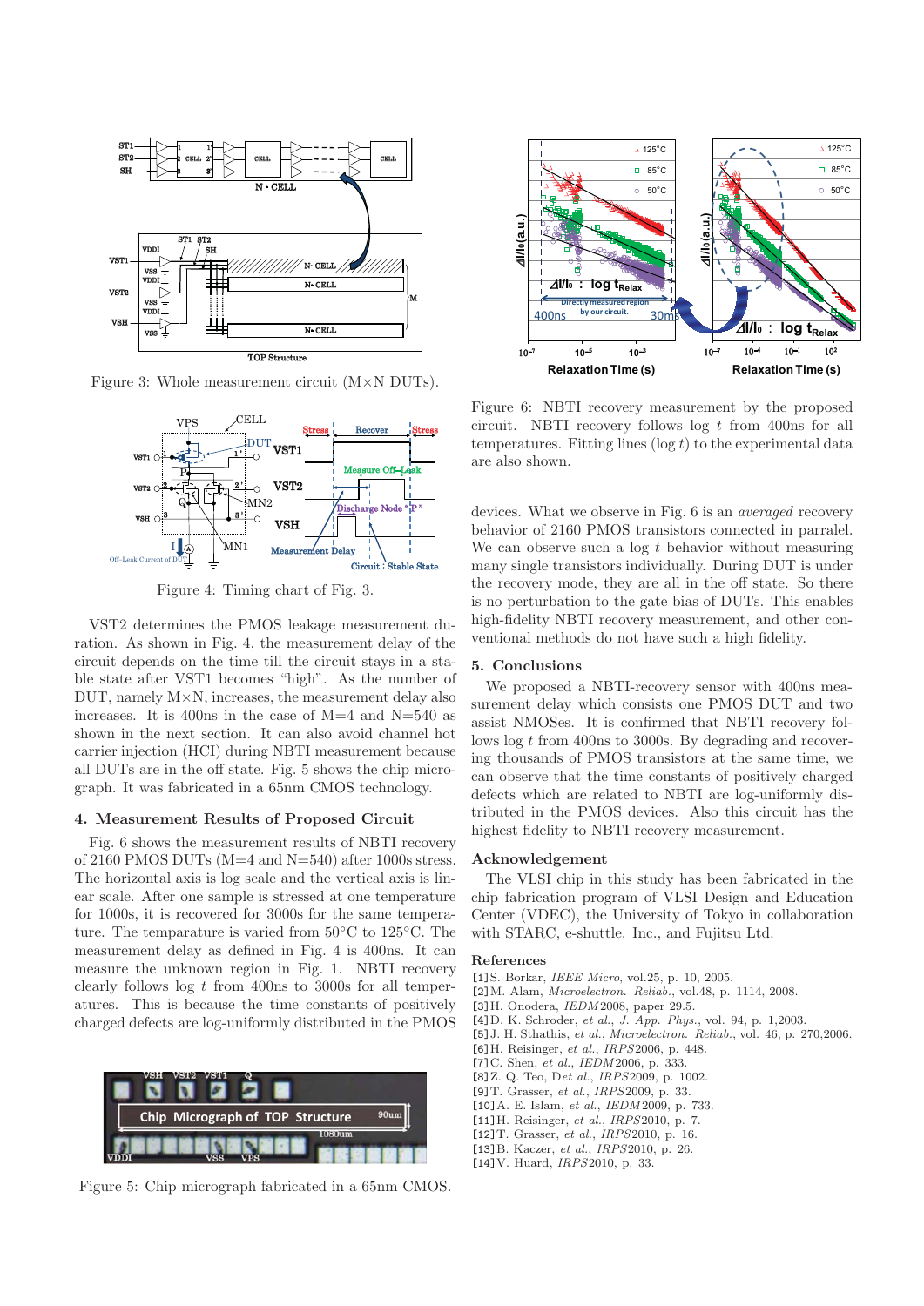Figure 3: Whole measurement circuit (M×N DUTs).

Figure 4: Timing chart of Fig. 3.

VST2 determines the PMOS leakage measurement duration. As shown in Fig. 4, the measurement delay of the circuit depends on the time till the circuit stays in a stable state after VST1 becomes "high". As the number of DUT, namely M×N, increases, the measurement delay also increases. It is 400ns in the case of M=4 and N=540 as shown in the next section. It can avoid channel hot carrier injection (HCI) during NBTI measurement because all DUTs are in the off state. Fig. 5 shows the chip micrograph. It was fabricated in a 65nm CMOS technology.

## 4. Measurement Results of Proposed Circuit

Fig. 6 shows the measurement results of NBTI recovery of 2160 PMOS DUTs (M=4 and N=540) after 1000s stress. The horizontal axis is log scale and the vertical axis is linear scale. After one sample is stressed at one temperature for 1000s, it is recovered for 3000s for the same temperature. The temparature is varied from 50°C to 125°C. The measurement delay as defined in Fig. 4 is 400ns. It can measure the unknown region in Fig. 1. NBTI recovery clearly follows log $t$ from 400ns to 3000s for all temperatures. This is because the time constants of positively charged defects are log-uniformly distributed in the PMOS

Figure 5: Chip micrograph fabricated in a 65nm CMOS.

Figure 6: NBTI recovery measurement by the proposed circuit. NBTI recovery follows log $t$ from 400ns for all temperatures. Fitting lines (log $t$) to the experimental data are also shown.

devices. What we observe in Fig. 6 is an *averaged* recovery behavior of 2160 PMOS transistors connected in parralel. We can observe such a log $t$ behavior without measuring many single transistors individually. During DUT is under the recovery mode, they are all in the off state. So there is no perturbation to the gate bias of DUTs. This enables high-fidelity NBTI recovery measurement, and other conventional methods do not have such a high fidelity.

## 5. Conclusions

We proposed a NBTI-recovery sensor with 400ns measurement delay which consists one PMOS DUT and two assist NMOSes. It is confirmed that NBTI recovery follows log $t$ from 400ns to 3000s. By degrading and recovering thousands of PMOS transistors at the same time, we can observe that the time constants of positively charged defects which are related to NBTI are log-uniformly distributed in the PMOS devices. Also this circuit has the highest fidelity to NBTI recovery measurement.

## Acknowledgement

The VLSI chip in this study has been fabricated in the chip fabrication program of VLSI Design and Education Center (VDEC), the University of Tokyo in collaboration with STARC, e-shuttle. Inc., and Fujitsu Ltd.

## References

[1] S. Borkar, *IEEE Micro*, vol.25, p. 10, 2005.
[2] M. Alam, *Microelectron. Reliab.*, vol.48, p. 1114, 2008.
[3] H. Onodera, *IEDM* 2008, paper 29.5.
[4] D. K. Schroder, *et al.*, *J. App. Phys.*, vol. 94, p. 1,2003.
[5] J. H. Stathis, *et al.*, *Microelectron. Reliab.*, vol. 46, p. 270,2006.
[6] H. Reisinger, *et al.*, *IRPS* 2006, p. 448.
[7] C. Shen, *et al.*, *IEDM* 2006, p. 333.
[8] Z. Q. Teo, D*et al.*, *IRPS* 2009, p. 1002.
[9] T. Grasser, *et al.*, *IRPS* 2009, p. 33.
[10] A. E. Islam, *et al.*, *IEDM* 2009, p. 733.
[11] H. Reisinger, *et al.*, *IRPS* 2010, p. 7.
[12] T. Grasser, *et al.*, *IRPS* 2010, p. 16.
[13] B. Kaczer, *et al.*, *IRPS* 2010, p. 26.
[14] V. Huard, *IRPS* 2010, p. 33.